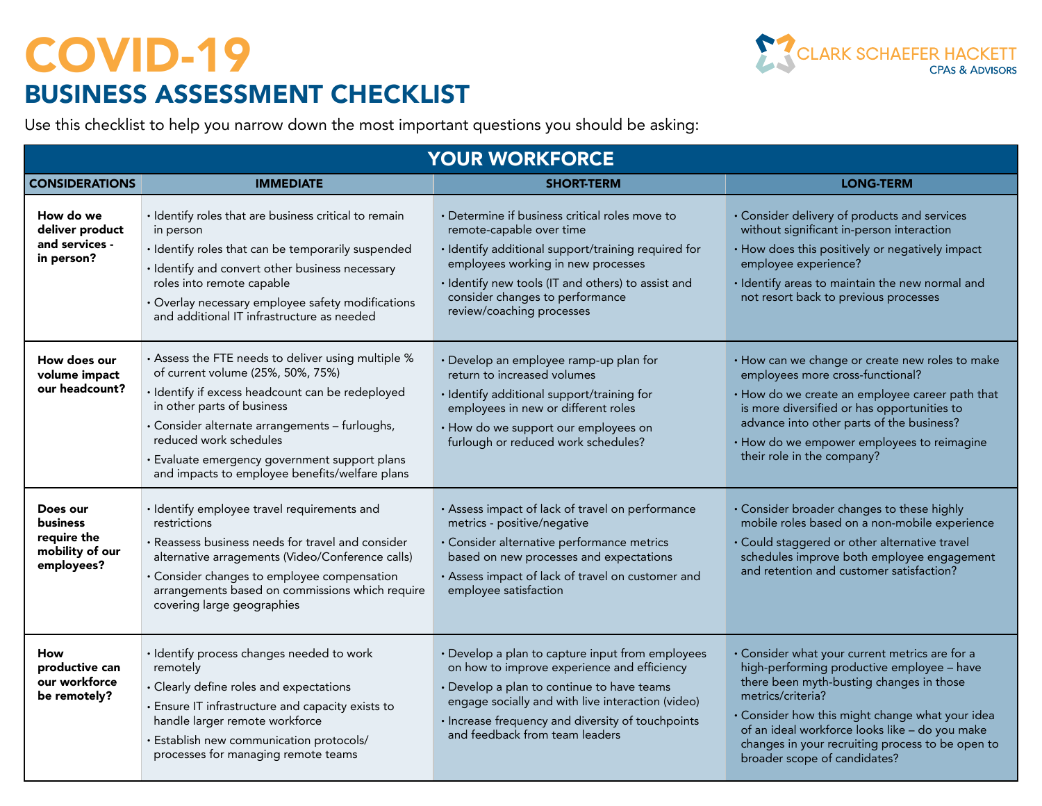# COVID-19

## BUSINESS ASSESSMENT CHECKLIST

CLARK SCHAEFER HACKETT
CPAs & Advisors

Use this checklist to help you narrow down the most important questions you should be asking:

### YOUR WORKFORCE

| CONSIDERATIONS | IMMEDIATE | SHORT-TERM | LONG-TERM |
|---|---|---|---|
| **How do we deliver product and services - in person?** | • Identify roles that are business critical to remain in person<br>• Identify roles that can be temporarily suspended<br>• Identify and convert other business necessary roles into remote capable<br>• Overlay necessary employee safety modifications and additional IT infrastructure as needed | • Determine if business critical roles move to remote-capable over time<br>• Identify additional support/training required for employees working in new processes<br>• Identify new tools (IT and others) to assist and consider changes to performance review/coaching processes | • Consider delivery of products and services without significant in-person interaction<br>• How does this positively or negatively impact employee experience?<br>• Identify areas to maintain the new normal and not resort back to previous processes |
| **How does our volume impact our headcount?** | • Assess the FTE needs to deliver using multiple % of current volume (25%, 50%, 75%)<br>• Identify if excess headcount can be redeployed in other parts of business<br>• Consider alternate arrangements – furloughs, reduced work schedules<br>• Evaluate emergency government support plans and impacts to employee benefits/welfare plans | • Develop an employee ramp-up plan for return to increased volumes<br>• Identify additional support/training for employees in new or different roles<br>• How do we support our employees on furlough or reduced work schedules? | • How can we change or create new roles to make employees more cross-functional?<br>• How do we create an employee career path that is more diversified or has opportunities to advance into other parts of the business?<br>• How do we empower employees to reimagine their role in the company? |
| **Does our business require the mobility of our employees?** | • Identify employee travel requirements and restrictions<br>• Reassess business needs for travel and consider alternative arragements (Video/Conference calls)<br>• Consider changes to employee compensation arrangements based on commissions which require covering large geographies | • Assess impact of lack of travel on performance metrics - positive/negative<br>• Consider alternative performance metrics based on new processes and expectations<br>• Assess impact of lack of travel on customer and employee satisfaction | • Consider broader changes to these highly mobile roles based on a non-mobile experience<br>• Could staggered or other alternative travel schedules improve both employee engagement and retention and customer satisfaction? |
| **How productive can our workforce be remotely?** | • Identify process changes needed to work remotely<br>• Clearly define roles and expectations<br>• Ensure IT infrastructure and capacity exists to handle larger remote workforce<br>• Establish new communication protocols/ processes for managing remote teams | • Develop a plan to capture input from employees on how to improve experience and efficiency<br>• Develop a plan to continue to have teams engage socially and with live interaction (video)<br>• Increase frequency and diversity of touchpoints and feedback from team leaders | • Consider what your current metrics are for a high-performing productive employee – have there been myth-busting changes in those metrics/criteria?<br>• Consider how this might change what your idea of an ideal workforce looks like – do you make changes in your recruiting process to be open to broader scope of candidates? |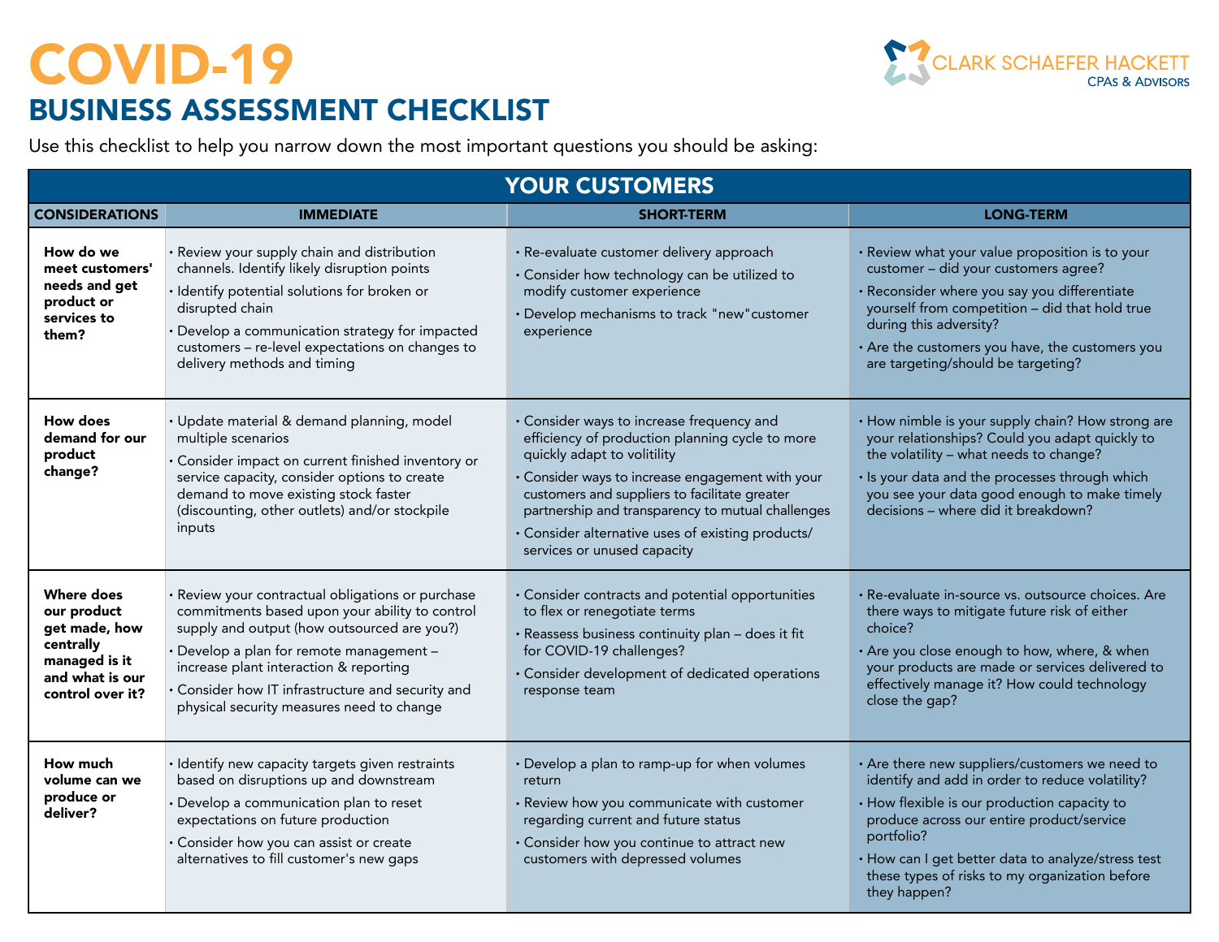# COVID-19

## BUSINESS ASSESSMENT CHECKLIST

CLARK SCHAEFER HACKETT
CPAs & Advisors

Use this checklist to help you narrow down the most important questions you should be asking:

| YOUR CUSTOMERS | | | |
|---|---|---|---|
| **CONSIDERATIONS** | **IMMEDIATE** | **SHORT-TERM** | **LONG-TERM** |
| **How do we meet customers' needs and get product or services to them?** | • Review your supply chain and distribution channels. Identify likely disruption points<br>• Identify potential solutions for broken or disrupted chain<br>• Develop a communication strategy for impacted customers – re-level expectations on changes to delivery methods and timing | • Re-evaluate customer delivery approach<br>• Consider how technology can be utilized to modify customer experience<br>• Develop mechanisms to track "new"customer experience | • Review what your value proposition is to your customer – did your customers agree?<br>• Reconsider where you say you differentiate yourself from competition – did that hold true during this adversity?<br>• Are the customers you have, the customers you are targeting/should be targeting? |
| **How does demand for our product change?** | • Update material & demand planning, model multiple scenarios<br>• Consider impact on current finished inventory or service capacity, consider options to create demand to move existing stock faster (discounting, other outlets) and/or stockpile inputs | • Consider ways to increase frequency and efficiency of production planning cycle to more quickly adapt to volitility<br>• Consider ways to increase engagement with your customers and suppliers to facilitate greater partnership and transparency to mutual challenges<br>• Consider alternative uses of existing products/ services or unused capacity | • How nimble is your supply chain? How strong are your relationships? Could you adapt quickly to the volatility – what needs to change?<br>• Is your data and the processes through which you see your data good enough to make timely decisions – where did it breakdown? |
| **Where does our product get made, how centrally managed is it and what is our control over it?** | • Review your contractual obligations or purchase commitments based upon your ability to control supply and output (how outsourced are you?)<br>• Develop a plan for remote management – increase plant interaction & reporting<br>• Consider how IT infrastructure and security and physical security measures need to change | • Consider contracts and potential opportunities to flex or renegotiate terms<br>• Reassess business continuity plan – does it fit for COVID-19 challenges?<br>• Consider development of dedicated operations response team | • Re-evaluate in-source vs. outsource choices. Are there ways to mitigate future risk of either choice?<br>• Are you close enough to how, where, & when your products are made or services delivered to effectively manage it? How could technology close the gap? |
| **How much volume can we produce or deliver?** | • Identify new capacity targets given restraints based on disruptions up and downstream<br>• Develop a communication plan to reset expectations on future production<br>• Consider how you can assist or create alternatives to fill customer's new gaps | • Develop a plan to ramp-up for when volumes return<br>• Review how you communicate with customer regarding current and future status<br>• Consider how you continue to attract new customers with depressed volumes | • Are there new suppliers/customers we need to identify and add in order to reduce volatility?<br>• How flexible is our production capacity to produce across our entire product/service portfolio?<br>• How can I get better data to analyze/stress test these types of risks to my organization before they happen? |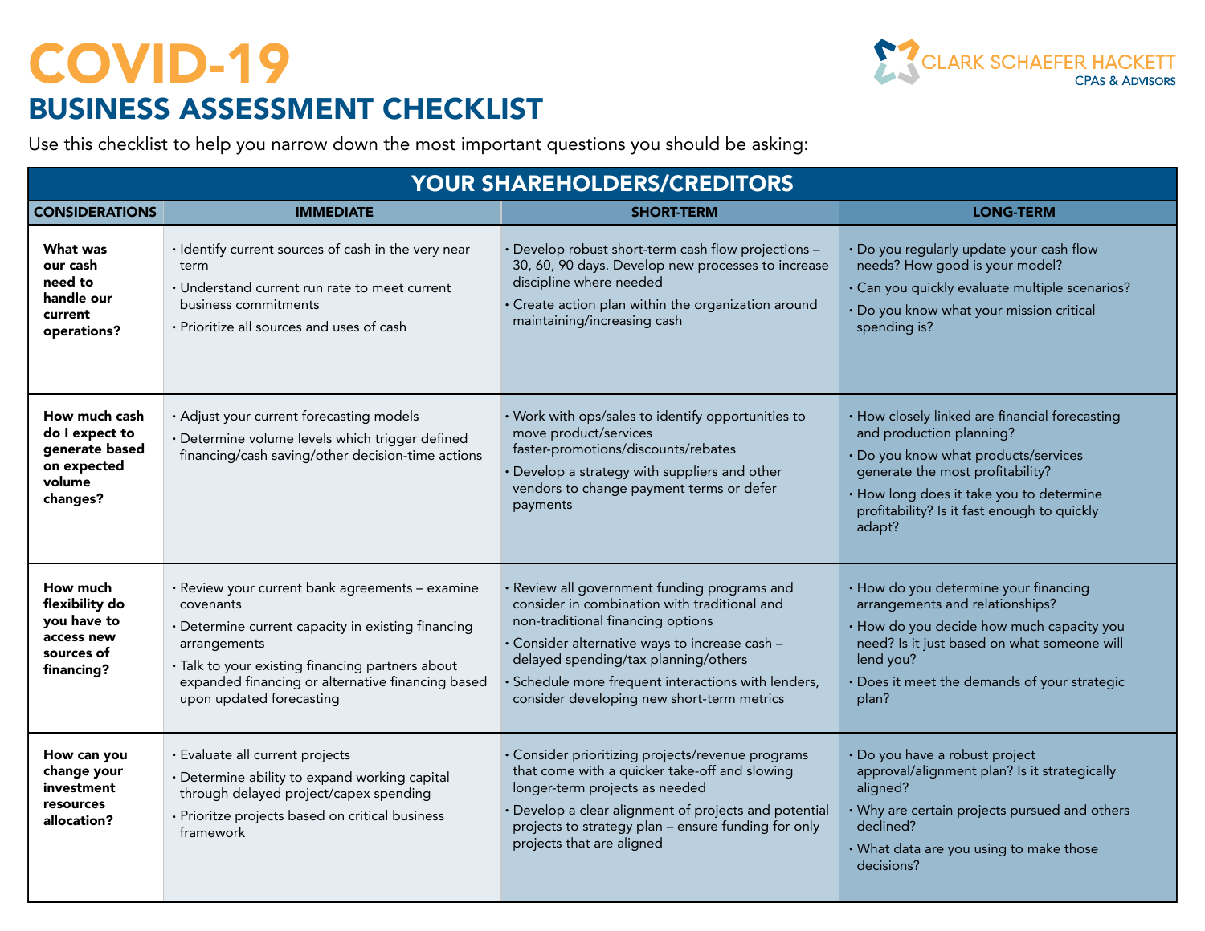# COVID-19

## BUSINESS ASSESSMENT CHECKLIST

CLARK SCHAEFER HACKETT
CPAs & Advisors

Use this checklist to help you narrow down the most important questions you should be asking:

| YOUR SHAREHOLDERS/CREDITORS | | | |
|---|---|---|---|
| **CONSIDERATIONS** | **IMMEDIATE** | **SHORT-TERM** | **LONG-TERM** |
| **What was our cash need to handle our current operations?** | • Identify current sources of cash in the very near term<br>• Understand current run rate to meet current business commitments<br>• Prioritize all sources and uses of cash | • Develop robust short-term cash flow projections – 30, 60, 90 days. Develop new processes to increase discipline where needed<br>• Create action plan within the organization around maintaining/increasing cash | • Do you regularly update your cash flow needs? How good is your model?<br>• Can you quickly evaluate multiple scenarios?<br>• Do you know what your mission critical spending is? |
| **How much cash do I expect to generate based on expected volume changes?** | • Adjust your current forecasting models<br>• Determine volume levels which trigger defined financing/cash saving/other decision-time actions | • Work with ops/sales to identify opportunities to move product/services faster-promotions/discounts/rebates<br>• Develop a strategy with suppliers and other vendors to change payment terms or defer payments | • How closely linked are financial forecasting and production planning?<br>• Do you know what products/services generate the most profitability?<br>• How long does it take you to determine profitability? Is it fast enough to quickly adapt? |
| **How much flexibility do you have to access new sources of financing?** | • Review your current bank agreements – examine covenants<br>• Determine current capacity in existing financing arrangements<br>• Talk to your existing financing partners about expanded financing or alternative financing based upon updated forecasting | • Review all government funding programs and consider in combination with traditional and non-traditional financing options<br>• Consider alternative ways to increase cash – delayed spending/tax planning/others<br>• Schedule more frequent interactions with lenders, consider developing new short-term metrics | • How do you determine your financing arrangements and relationships?<br>• How do you decide how much capacity you need? Is it just based on what someone will lend you?<br>• Does it meet the demands of your strategic plan? |
| **How can you change your investment resources allocation?** | • Evaluate all current projects<br>• Determine ability to expand working capital through delayed project/capex spending<br>• Prioritze projects based on critical business framework | • Consider prioritizing projects/revenue programs that come with a quicker take-off and slowing longer-term projects as needed<br>• Develop a clear alignment of projects and potential projects to strategy plan – ensure funding for only projects that are aligned | • Do you have a robust project approval/alignment plan? Is it strategically aligned?<br>• Why are certain projects pursued and others declined?<br>• What data are you using to make those decisions? |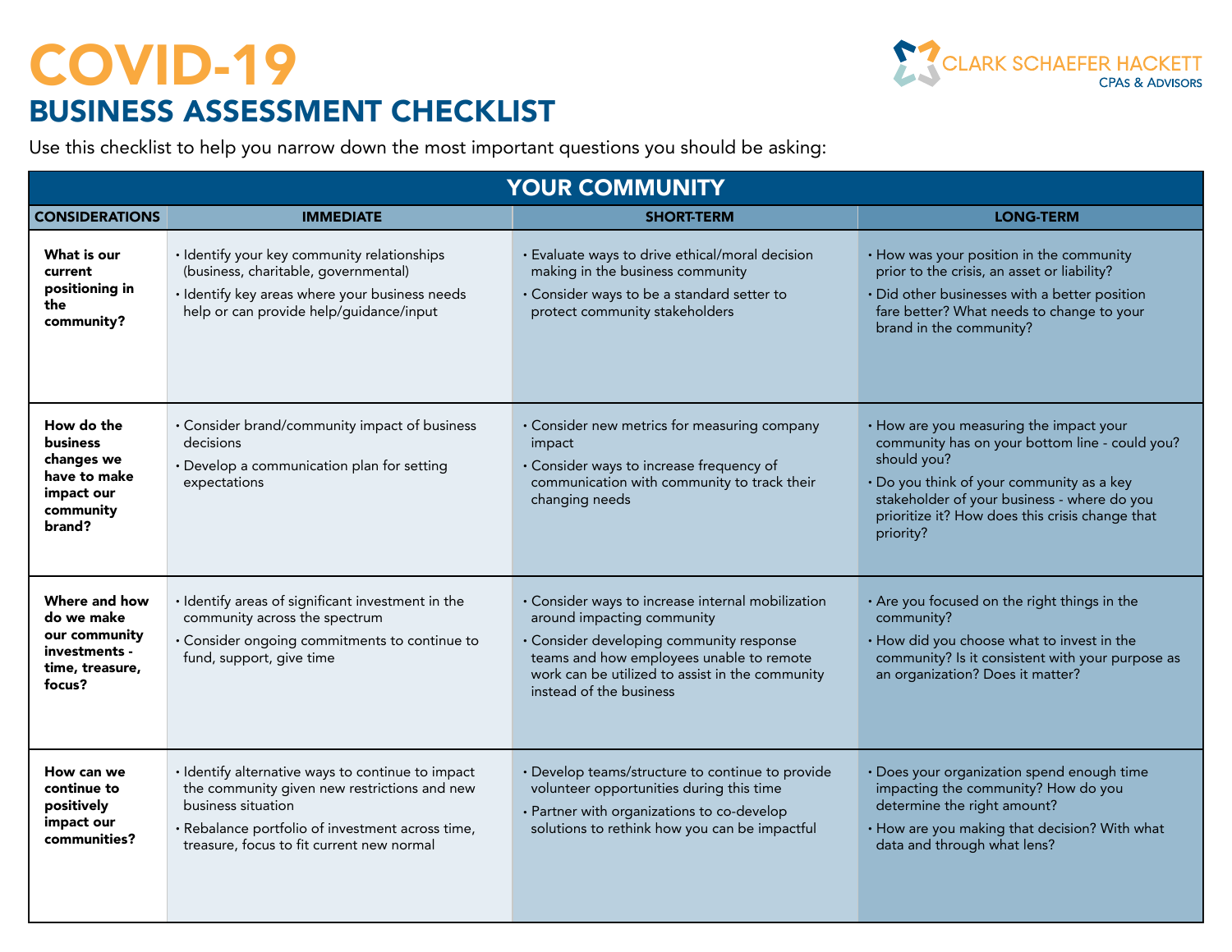# COVID-19

## BUSINESS ASSESSMENT CHECKLIST

CLARK SCHAEFER HACKETT
CPAs & Advisors

Use this checklist to help you narrow down the most important questions you should be asking:

| YOUR COMMUNITY | | | |
|---|---|---|---|
| **CONSIDERATIONS** | **IMMEDIATE** | **SHORT-TERM** | **LONG-TERM** |
| **What is our current positioning in the community?** | • Identify your key community relationships (business, charitable, governmental)<br>• Identify key areas where your business needs help or can provide help/guidance/input | • Evaluate ways to drive ethical/moral decision making in the business community<br>• Consider ways to be a standard setter to protect community stakeholders | • How was your position in the community prior to the crisis, an asset or liability?<br>• Did other businesses with a better position fare better? What needs to change to your brand in the community? |
| **How do the business changes we have to make impact our community brand?** | • Consider brand/community impact of business decisions<br>• Develop a communication plan for setting expectations | • Consider new metrics for measuring company impact<br>• Consider ways to increase frequency of communication with community to track their changing needs | • How are you measuring the impact your community has on your bottom line - could you? should you?<br>• Do you think of your community as a key stakeholder of your business - where do you prioritize it? How does this crisis change that priority? |
| **Where and how do we make our community investments - time, treasure, focus?** | • Identify areas of significant investment in the community across the spectrum<br>• Consider ongoing commitments to continue to fund, support, give time | • Consider ways to increase internal mobilization around impacting community<br>• Consider developing community response teams and how employees unable to remote work can be utilized to assist in the community instead of the business | • Are you focused on the right things in the community?<br>• How did you choose what to invest in the community? Is it consistent with your purpose as an organization? Does it matter? |
| **How can we continue to positively impact our communities?** | • Identify alternative ways to continue to impact the community given new restrictions and new business situation<br>• Rebalance portfolio of investment across time, treasure, focus to fit current new normal | • Develop teams/structure to continue to provide volunteer opportunities during this time<br>• Partner with organizations to co-develop solutions to rethink how you can be impactful | • Does your organization spend enough time impacting the community? How do you determine the right amount?<br>• How are you making that decision? With what data and through what lens? |